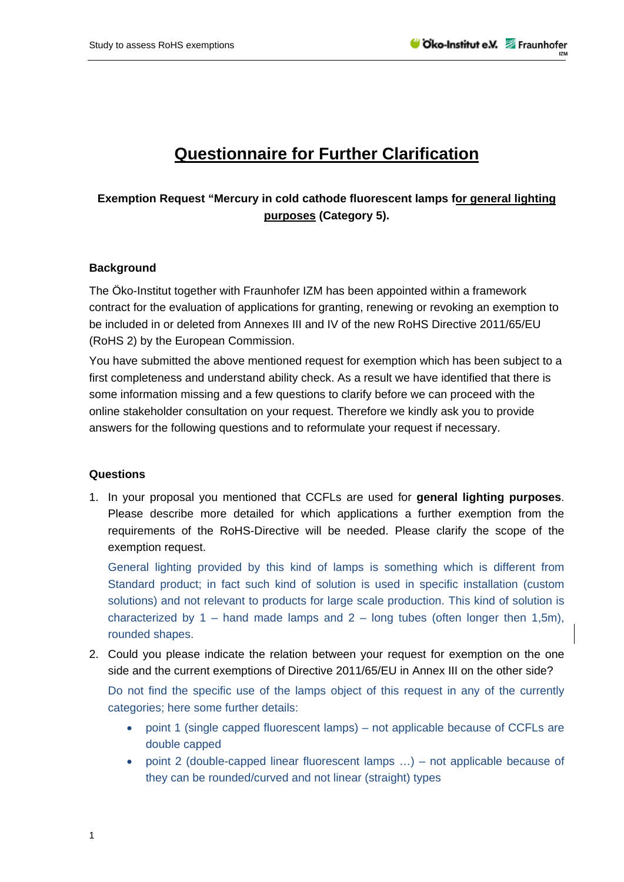# Questionnaire for Further Clarification

**Exemption Request "Mercury in cold cathode fluorescent lamps for general lighting purposes (Category 5).**

## Background

The Öko-Institut together with Fraunhofer IZM has been appointed within a framework contract for the evaluation of applications for granting, renewing or revoking an exemption to be included in or deleted from Annexes III and IV of the new RoHS Directive 2011/65/EU (RoHS 2) by the European Commission.

You have submitted the above mentioned request for exemption which has been subject to a first completeness and understand ability check. As a result we have identified that there is some information missing and a few questions to clarify before we can proceed with the online stakeholder consultation on your request. Therefore we kindly ask you to provide answers for the following questions and to reformulate your request if necessary.

## Questions

1. In your proposal you mentioned that CCFLs are used for **general lighting purposes**. Please describe more detailed for which applications a further exemption from the requirements of the RoHS-Directive will be needed. Please clarify the scope of the exemption request.

   General lighting provided by this kind of lamps is something which is different from Standard product; in fact such kind of solution is used in specific installation (custom solutions) and not relevant to products for large scale production. This kind of solution is characterized by 1 – hand made lamps and 2 – long tubes (often longer then 1,5m), rounded shapes.

2. Could you please indicate the relation between your request for exemption on the one side and the current exemptions of Directive 2011/65/EU in Annex III on the other side?

   Do not find the specific use of the lamps object of this request in any of the currently categories; here some further details:

   - point 1 (single capped fluorescent lamps) – not applicable because of CCFLs are double capped
   - point 2 (double-capped linear fluorescent lamps …) – not applicable because of they can be rounded/curved and not linear (straight) types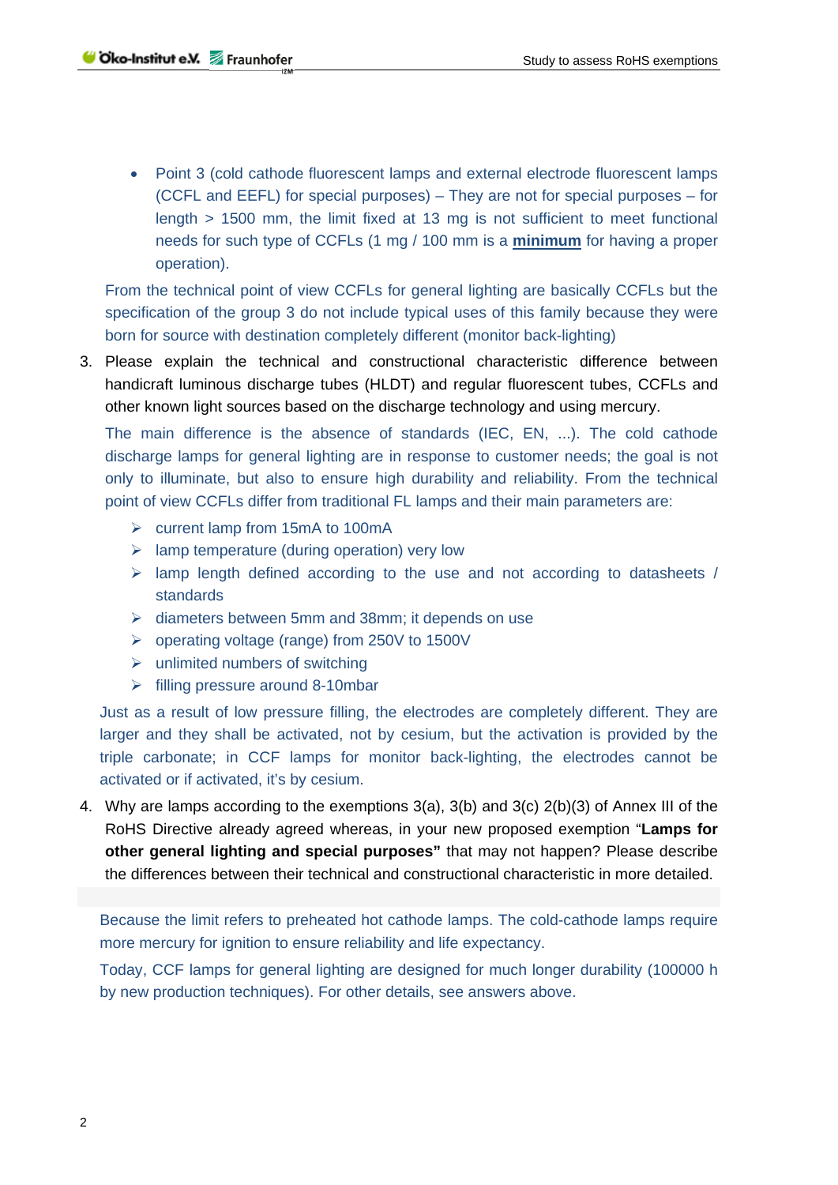- Point 3 (cold cathode fluorescent lamps and external electrode fluorescent lamps (CCFL and EEFL) for special purposes) – They are not for special purposes – for length > 1500 mm, the limit fixed at 13 mg is not sufficient to meet functional needs for such type of CCFLs (1 mg / 100 mm is a **minimum** for having a proper operation).

From the technical point of view CCFLs for general lighting are basically CCFLs but the specification of the group 3 do not include typical uses of this family because they were born for source with destination completely different (monitor back-lighting)

3. Please explain the technical and constructional characteristic difference between handicraft luminous discharge tubes (HLDT) and regular fluorescent tubes, CCFLs and other known light sources based on the discharge technology and using mercury.

   The main difference is the absence of standards (IEC, EN, ...). The cold cathode discharge lamps for general lighting are in response to customer needs; the goal is not only to illuminate, but also to ensure high durability and reliability. From the technical point of view CCFLs differ from traditional FL lamps and their main parameters are:

   - current lamp from 15mA to 100mA
   - lamp temperature (during operation) very low
   - lamp length defined according to the use and not according to datasheets / standards
   - diameters between 5mm and 38mm; it depends on use
   - operating voltage (range) from 250V to 1500V
   - unlimited numbers of switching
   - filling pressure around 8-10mbar

   Just as a result of low pressure filling, the electrodes are completely different. They are larger and they shall be activated, not by cesium, but the activation is provided by the triple carbonate; in CCF lamps for monitor back-lighting, the electrodes cannot be activated or if activated, it's by cesium.

4. Why are lamps according to the exemptions 3(a), 3(b) and 3(c) 2(b)(3) of Annex III of the RoHS Directive already agreed whereas, in your new proposed exemption "**Lamps for other general lighting and special purposes"** that may not happen? Please describe the differences between their technical and constructional characteristic in more detailed.

   Because the limit refers to preheated hot cathode lamps. The cold-cathode lamps require more mercury for ignition to ensure reliability and life expectancy.

   Today, CCF lamps for general lighting are designed for much longer durability (100000 h by new production techniques). For other details, see answers above.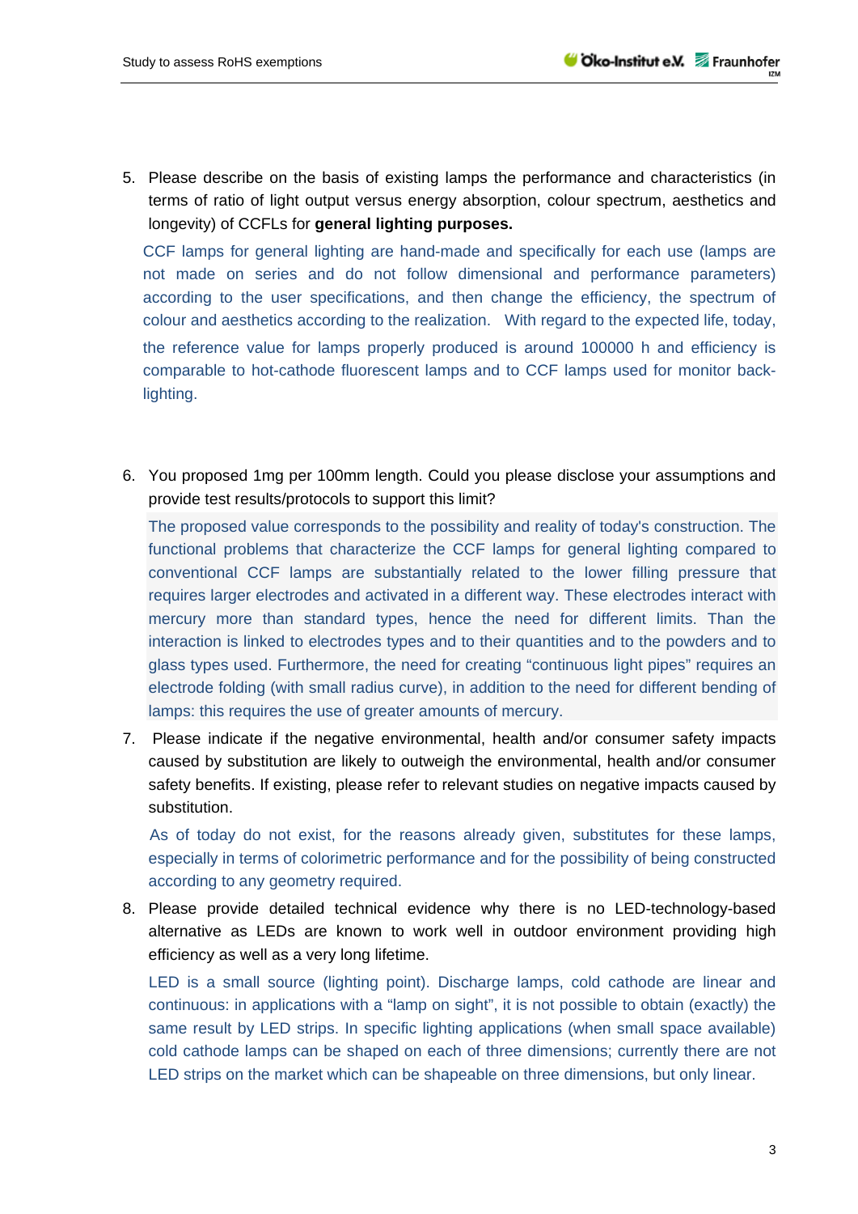5. Please describe on the basis of existing lamps the performance and characteristics (in terms of ratio of light output versus energy absorption, colour spectrum, aesthetics and longevity) of CCFLs for **general lighting purposes.**

   CCF lamps for general lighting are hand-made and specifically for each use (lamps are not made on series and do not follow dimensional and performance parameters) according to the user specifications, and then change the efficiency, the spectrum of colour and aesthetics according to the realization. With regard to the expected life, today, the reference value for lamps properly produced is around 100000 h and efficiency is comparable to hot-cathode fluorescent lamps and to CCF lamps used for monitor back-lighting.

6. You proposed 1mg per 100mm length. Could you please disclose your assumptions and provide test results/protocols to support this limit?

   The proposed value corresponds to the possibility and reality of today's construction. The functional problems that characterize the CCF lamps for general lighting compared to conventional CCF lamps are substantially related to the lower filling pressure that requires larger electrodes and activated in a different way. These electrodes interact with mercury more than standard types, hence the need for different limits. Than the interaction is linked to electrodes types and to their quantities and to the powders and to glass types used. Furthermore, the need for creating "continuous light pipes" requires an electrode folding (with small radius curve), in addition to the need for different bending of lamps: this requires the use of greater amounts of mercury.

7. Please indicate if the negative environmental, health and/or consumer safety impacts caused by substitution are likely to outweigh the environmental, health and/or consumer safety benefits. If existing, please refer to relevant studies on negative impacts caused by substitution.

   As of today do not exist, for the reasons already given, substitutes for these lamps, especially in terms of colorimetric performance and for the possibility of being constructed according to any geometry required.

8. Please provide detailed technical evidence why there is no LED-technology-based alternative as LEDs are known to work well in outdoor environment providing high efficiency as well as a very long lifetime.

   LED is a small source (lighting point). Discharge lamps, cold cathode are linear and continuous: in applications with a "lamp on sight", it is not possible to obtain (exactly) the same result by LED strips. In specific lighting applications (when small space available) cold cathode lamps can be shaped on each of three dimensions; currently there are not LED strips on the market which can be shapeable on three dimensions, but only linear.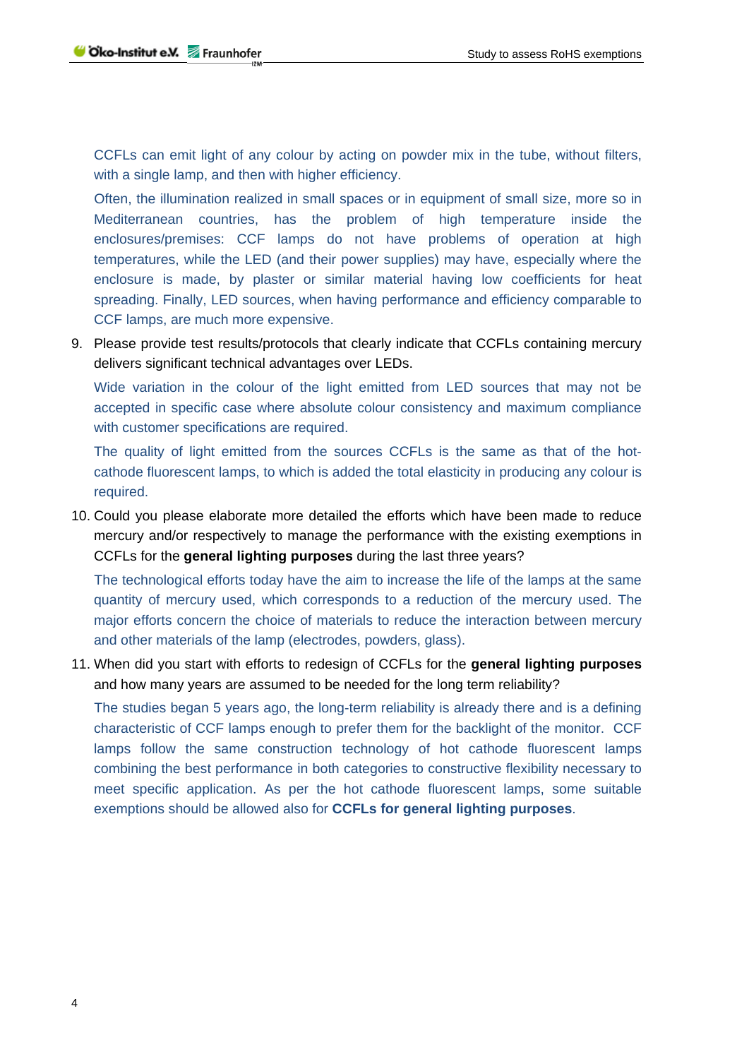CCFLs can emit light of any colour by acting on powder mix in the tube, without filters, with a single lamp, and then with higher efficiency.

Often, the illumination realized in small spaces or in equipment of small size, more so in Mediterranean countries, has the problem of high temperature inside the enclosures/premises: CCF lamps do not have problems of operation at high temperatures, while the LED (and their power supplies) may have, especially where the enclosure is made, by plaster or similar material having low coefficients for heat spreading. Finally, LED sources, when having performance and efficiency comparable to CCF lamps, are much more expensive.

9. Please provide test results/protocols that clearly indicate that CCFLs containing mercury delivers significant technical advantages over LEDs.

   Wide variation in the colour of the light emitted from LED sources that may not be accepted in specific case where absolute colour consistency and maximum compliance with customer specifications are required.

   The quality of light emitted from the sources CCFLs is the same as that of the hot-cathode fluorescent lamps, to which is added the total elasticity in producing any colour is required.

10. Could you please elaborate more detailed the efforts which have been made to reduce mercury and/or respectively to manage the performance with the existing exemptions in CCFLs for the **general lighting purposes** during the last three years?

    The technological efforts today have the aim to increase the life of the lamps at the same quantity of mercury used, which corresponds to a reduction of the mercury used. The major efforts concern the choice of materials to reduce the interaction between mercury and other materials of the lamp (electrodes, powders, glass).

11. When did you start with efforts to redesign of CCFLs for the **general lighting purposes** and how many years are assumed to be needed for the long term reliability?

    The studies began 5 years ago, the long-term reliability is already there and is a defining characteristic of CCF lamps enough to prefer them for the backlight of the monitor. CCF lamps follow the same construction technology of hot cathode fluorescent lamps combining the best performance in both categories to constructive flexibility necessary to meet specific application. As per the hot cathode fluorescent lamps, some suitable exemptions should be allowed also for **CCFLs for general lighting purposes**.